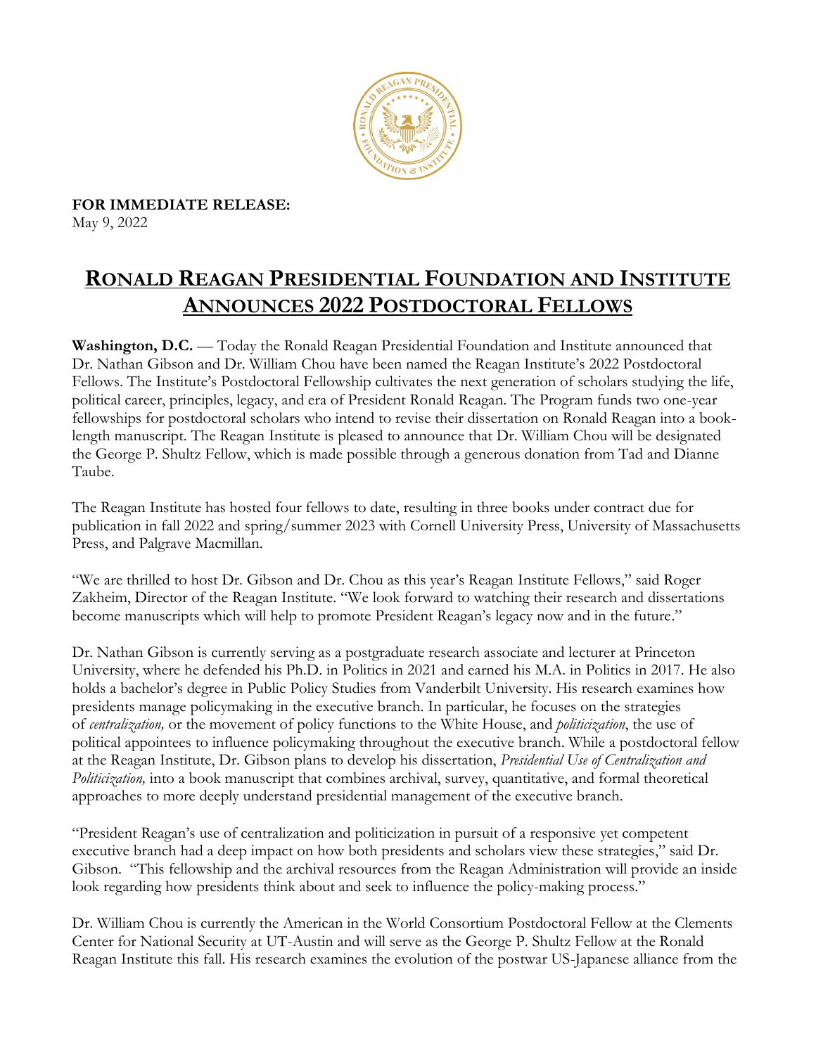**FOR IMMEDIATE RELEASE:**
May 9, 2022

# RONALD REAGAN PRESIDENTIAL FOUNDATION AND INSTITUTE ANNOUNCES 2022 POSTDOCTORAL FELLOWS

**Washington, D.C.** — Today the Ronald Reagan Presidential Foundation and Institute announced that Dr. Nathan Gibson and Dr. William Chou have been named the Reagan Institute's 2022 Postdoctoral Fellows. The Institute's Postdoctoral Fellowship cultivates the next generation of scholars studying the life, political career, principles, legacy, and era of President Ronald Reagan. The Program funds two one-year fellowships for postdoctoral scholars who intend to revise their dissertation on Ronald Reagan into a book-length manuscript. The Reagan Institute is pleased to announce that Dr. William Chou will be designated the George P. Shultz Fellow, which is made possible through a generous donation from Tad and Dianne Taube.

The Reagan Institute has hosted four fellows to date, resulting in three books under contract due for publication in fall 2022 and spring/summer 2023 with Cornell University Press, University of Massachusetts Press, and Palgrave Macmillan.

"We are thrilled to host Dr. Gibson and Dr. Chou as this year's Reagan Institute Fellows," said Roger Zakheim, Director of the Reagan Institute. "We look forward to watching their research and dissertations become manuscripts which will help to promote President Reagan's legacy now and in the future."

Dr. Nathan Gibson is currently serving as a postgraduate research associate and lecturer at Princeton University, where he defended his Ph.D. in Politics in 2021 and earned his M.A. in Politics in 2017. He also holds a bachelor's degree in Public Policy Studies from Vanderbilt University. His research examines how presidents manage policymaking in the executive branch. In particular, he focuses on the strategies of *centralization,* or the movement of policy functions to the White House, and *politicization*, the use of political appointees to influence policymaking throughout the executive branch. While a postdoctoral fellow at the Reagan Institute, Dr. Gibson plans to develop his dissertation, *Presidential Use of Centralization and Politicization,* into a book manuscript that combines archival, survey, quantitative, and formal theoretical approaches to more deeply understand presidential management of the executive branch.

"President Reagan's use of centralization and politicization in pursuit of a responsive yet competent executive branch had a deep impact on how both presidents and scholars view these strategies," said Dr. Gibson. "This fellowship and the archival resources from the Reagan Administration will provide an inside look regarding how presidents think about and seek to influence the policy-making process."

Dr. William Chou is currently the American in the World Consortium Postdoctoral Fellow at the Clements Center for National Security at UT-Austin and will serve as the George P. Shultz Fellow at the Ronald Reagan Institute this fall. His research examines the evolution of the postwar US-Japanese alliance from the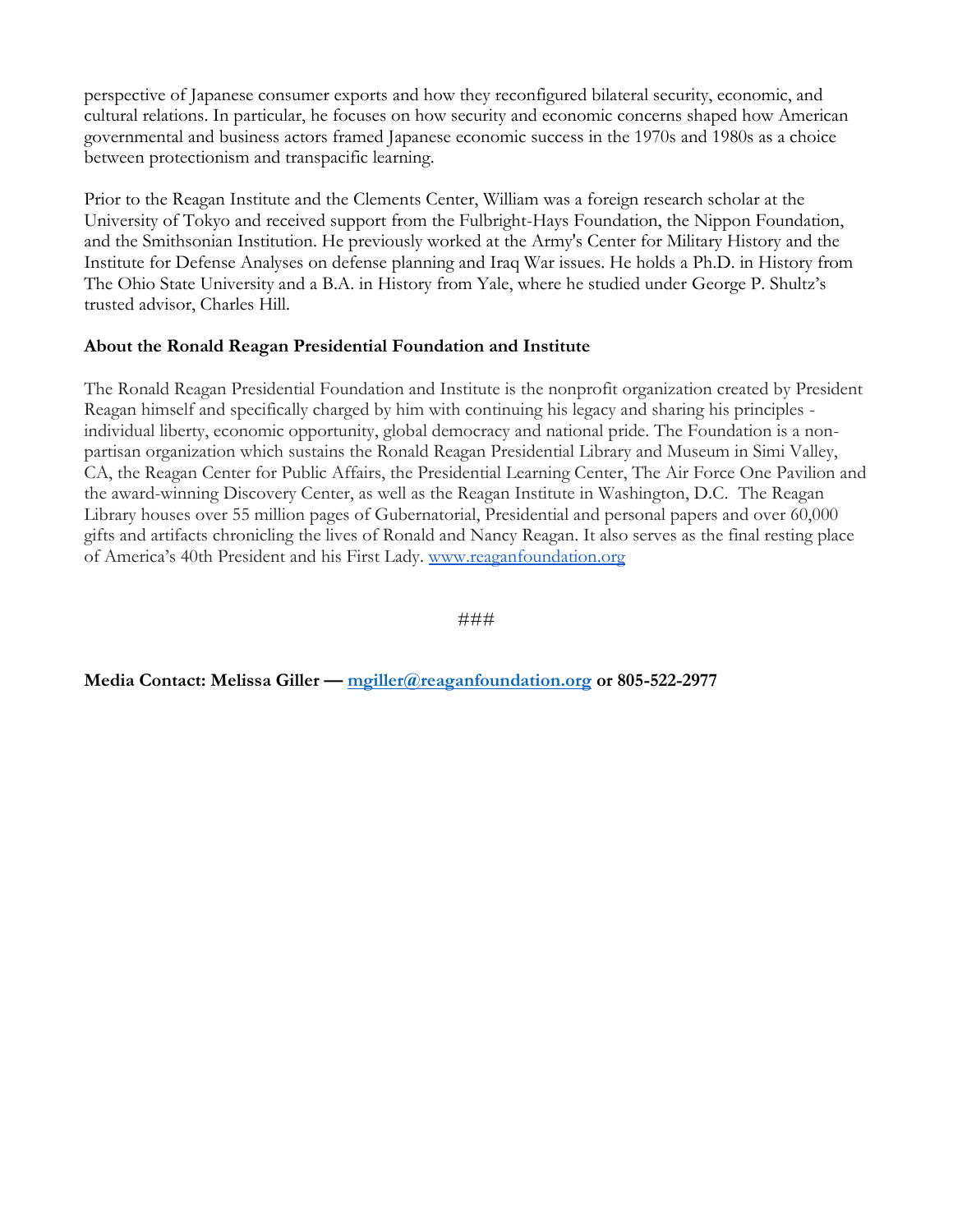perspective of Japanese consumer exports and how they reconfigured bilateral security, economic, and cultural relations. In particular, he focuses on how security and economic concerns shaped how American governmental and business actors framed Japanese economic success in the 1970s and 1980s as a choice between protectionism and transpacific learning.

Prior to the Reagan Institute and the Clements Center, William was a foreign research scholar at the University of Tokyo and received support from the Fulbright-Hays Foundation, the Nippon Foundation, and the Smithsonian Institution. He previously worked at the Army's Center for Military History and the Institute for Defense Analyses on defense planning and Iraq War issues. He holds a Ph.D. in History from The Ohio State University and a B.A. in History from Yale, where he studied under George P. Shultz's trusted advisor, Charles Hill.

**About the Ronald Reagan Presidential Foundation and Institute**

The Ronald Reagan Presidential Foundation and Institute is the nonprofit organization created by President Reagan himself and specifically charged by him with continuing his legacy and sharing his principles - individual liberty, economic opportunity, global democracy and national pride. The Foundation is a non-partisan organization which sustains the Ronald Reagan Presidential Library and Museum in Simi Valley, CA, the Reagan Center for Public Affairs, the Presidential Learning Center, The Air Force One Pavilion and the award-winning Discovery Center, as well as the Reagan Institute in Washington, D.C. The Reagan Library houses over 55 million pages of Gubernatorial, Presidential and personal papers and over 60,000 gifts and artifacts chronicling the lives of Ronald and Nancy Reagan. It also serves as the final resting place of America's 40th President and his First Lady. [www.reaganfoundation.org](http://www.reaganfoundation.org)

###

**Media Contact: Melissa Giller — [mgiller@reaganfoundation.org](mailto:mgiller@reaganfoundation.org) or 805-522-2977**